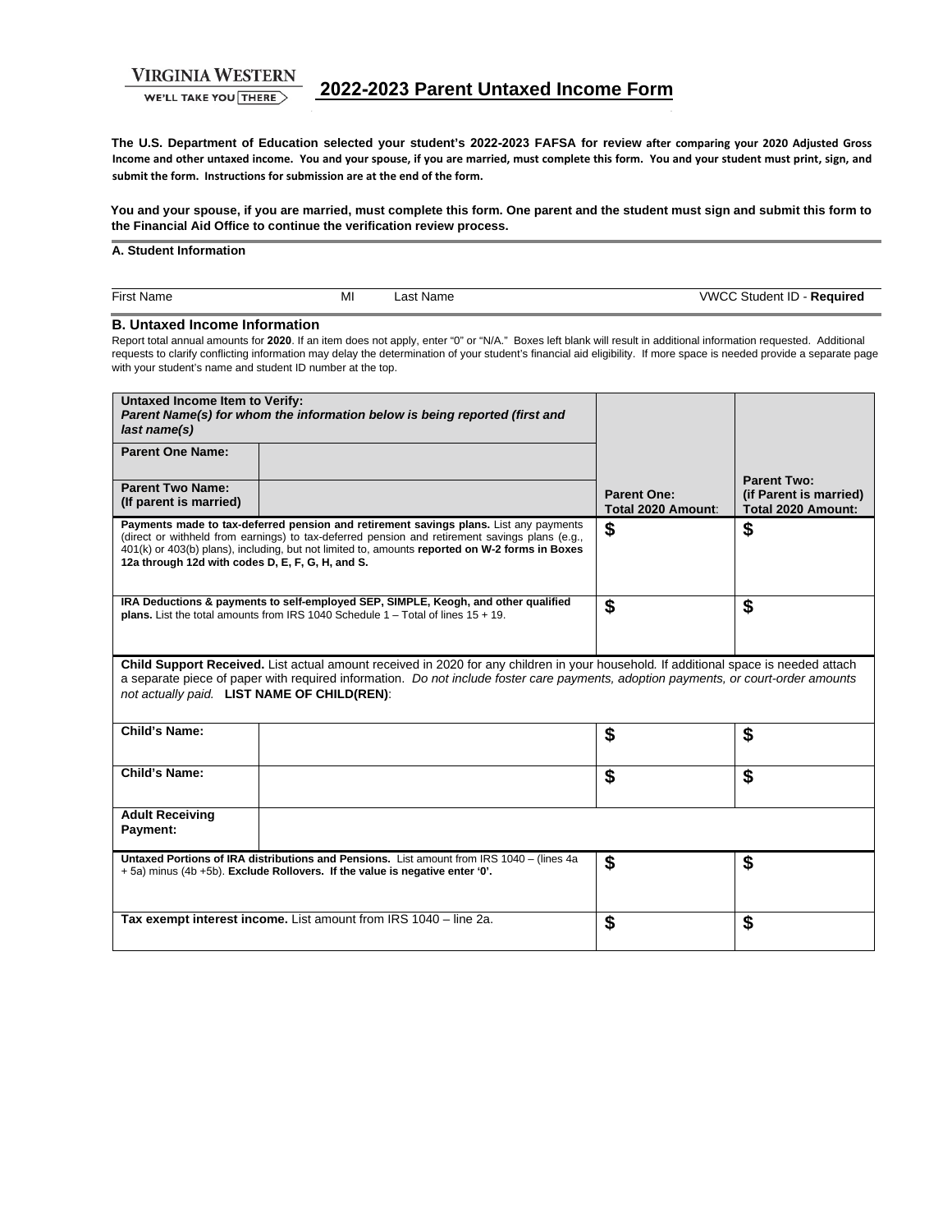**VIRGINIA WESTERN**
WE'LL TAKE YOU THERE

# 2022-2023 Parent Untaxed Income Form

**The U.S. Department of Education selected your student's 2022-2023 FAFSA for review after comparing your 2020 Adjusted Gross Income and other untaxed income. You and your spouse, if you are married, must complete this form. You and your student must print, sign, and submit the form. Instructions for submission are at the end of the form.**

**You and your spouse, if you are married, must complete this form. One parent and the student must sign and submit this form to the Financial Aid Office to continue the verification review process.**

## A. Student Information

| First Name | MI | Last Name | VWCC Student ID - **Required** |
|---|---|---|---|

## B. Untaxed Income Information

Report total annual amounts for **2020**. If an item does not apply, enter "0" or "N/A." Boxes left blank will result in additional information requested. Additional requests to clarify conflicting information may delay the determination of your student's financial aid eligibility. If more space is needed provide a separate page with your student's name and student ID number at the top.

| **Untaxed Income Item to Verify:** ***Parent Name(s) for whom the information below is being reported (first and last name(s)*** | | **Parent One: Total 2020 Amount:** | **Parent Two: (if Parent is married) Total 2020 Amount:** |
|---|---|---|---|
| **Parent One Name:** | | | |
| **Parent Two Name: (If parent is married)** | | | |
| **Payments made to tax-deferred pension and retirement savings plans.** List any payments (direct or withheld from earnings) to tax-deferred pension and retirement savings plans (e.g., 401(k) or 403(b) plans), including, but not limited to, amounts **reported on W-2 forms in Boxes 12a through 12d with codes D, E, F, G, H, and S.** | | $ | $ |
| **IRA Deductions & payments to self-employed SEP, SIMPLE, Keogh, and other qualified plans.** List the total amounts from IRS 1040 Schedule 1 – Total of lines 15 + 19. | | $ | $ |
| **Child Support Received.** List actual amount received in 2020 for any children in your household. If additional space is needed attach a separate piece of paper with required information. *Do not include foster care payments, adoption payments, or court-order amounts not actually paid.* **LIST NAME OF CHILD(REN)**: | | | |
| **Child's Name:** | | $ | $ |
| **Child's Name:** | | $ | $ |
| **Adult Receiving Payment:** | | | |
| **Untaxed Portions of IRA distributions and Pensions.** List amount from IRS 1040 – (lines 4a + 5a) minus (4b +5b). **Exclude Rollovers. If the value is negative enter '0'.** | | $ | $ |
| **Tax exempt interest income.** List amount from IRS 1040 – line 2a. | | $ | $ |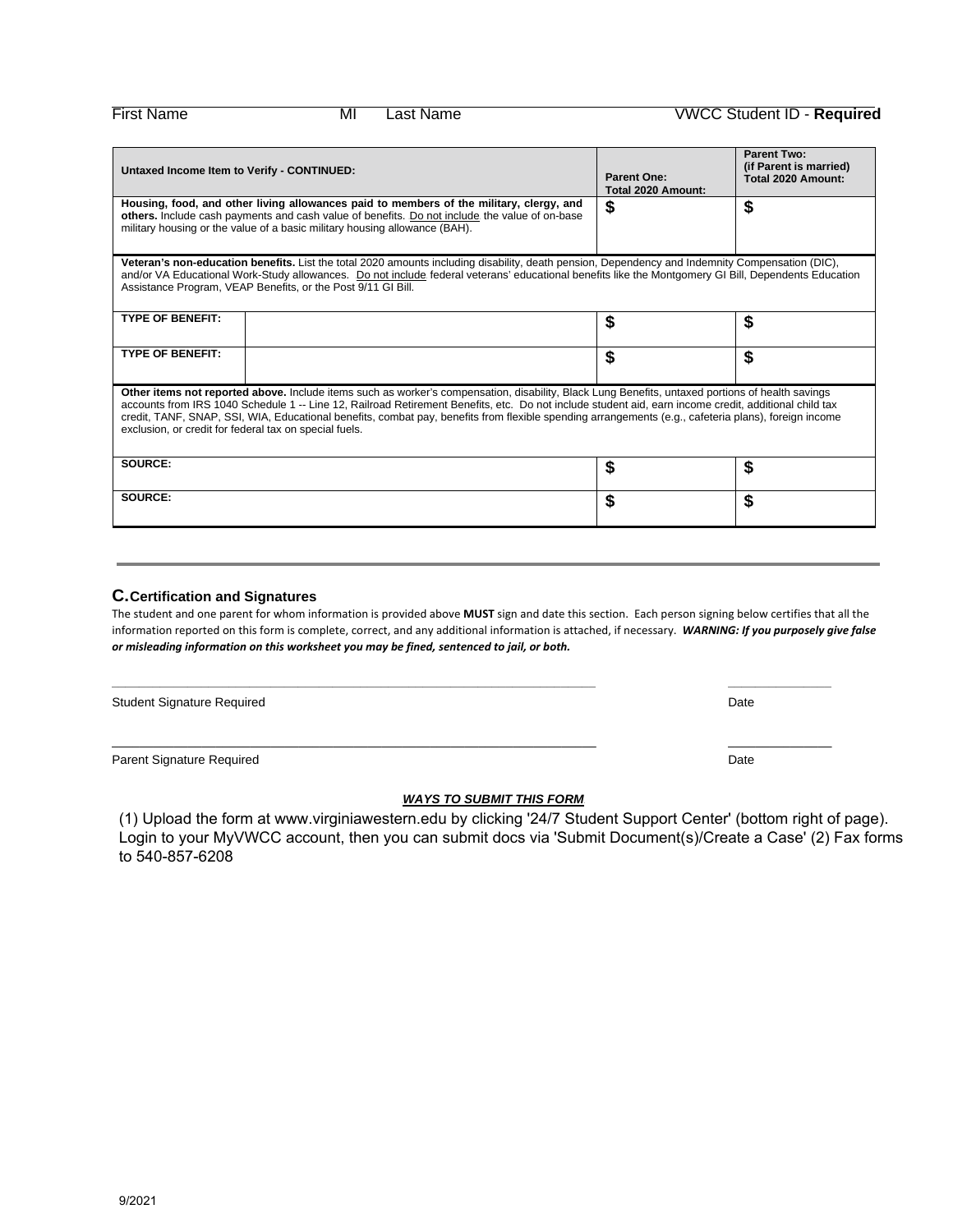First Name MI Last Name VWCC Student ID - **Required**

| Untaxed Income Item to Verify - CONTINUED: | | Parent One: Total 2020 Amount: | Parent Two: (if Parent is married) Total 2020 Amount: |
|---|---|---|---|
| **Housing, food, and other living allowances paid to members of the military, clergy, and others.** Include cash payments and cash value of benefits. Do not include the value of on-base military housing or the value of a basic military housing allowance (BAH). | | $ | $ |
| **Veteran's non-education benefits.** List the total 2020 amounts including disability, death pension, Dependency and Indemnity Compensation (DIC), and/or VA Educational Work-Study allowances. Do not include federal veterans' educational benefits like the Montgomery GI Bill, Dependents Education Assistance Program, VEAP Benefits, or the Post 9/11 GI Bill. | | | |
| **TYPE OF BENEFIT:** | | $ | $ |
| **TYPE OF BENEFIT:** | | $ | $ |
| **Other items not reported above.** Include items such as worker's compensation, disability, Black Lung Benefits, untaxed portions of health savings accounts from IRS 1040 Schedule 1 -- Line 12, Railroad Retirement Benefits, etc. Do not include student aid, earn income credit, additional child tax credit, TANF, SNAP, SSI, WIA, Educational benefits, combat pay, benefits from flexible spending arrangements (e.g., cafeteria plans), foreign income exclusion, or credit for federal tax on special fuels. | | | |
| **SOURCE:** | | $ | $ |
| **SOURCE:** | | $ | $ |

## C. Certification and Signatures

The student and one parent for whom information is provided above **MUST** sign and date this section. Each person signing below certifies that all the information reported on this form is complete, correct, and any additional information is attached, if necessary. ***WARNING: If you purposely give false or misleading information on this worksheet you may be fined, sentenced to jail, or both.***

Student Signature Required ______________________ Date __________

Parent Signature Required ______________________ Date __________

***WAYS TO SUBMIT THIS FORM***

(1) Upload the form at www.virginiawestern.edu by clicking '24/7 Student Support Center' (bottom right of page). Login to your MyVWCC account, then you can submit docs via 'Submit Document(s)/Create a Case' (2) Fax forms to 540-857-6208

9/2021